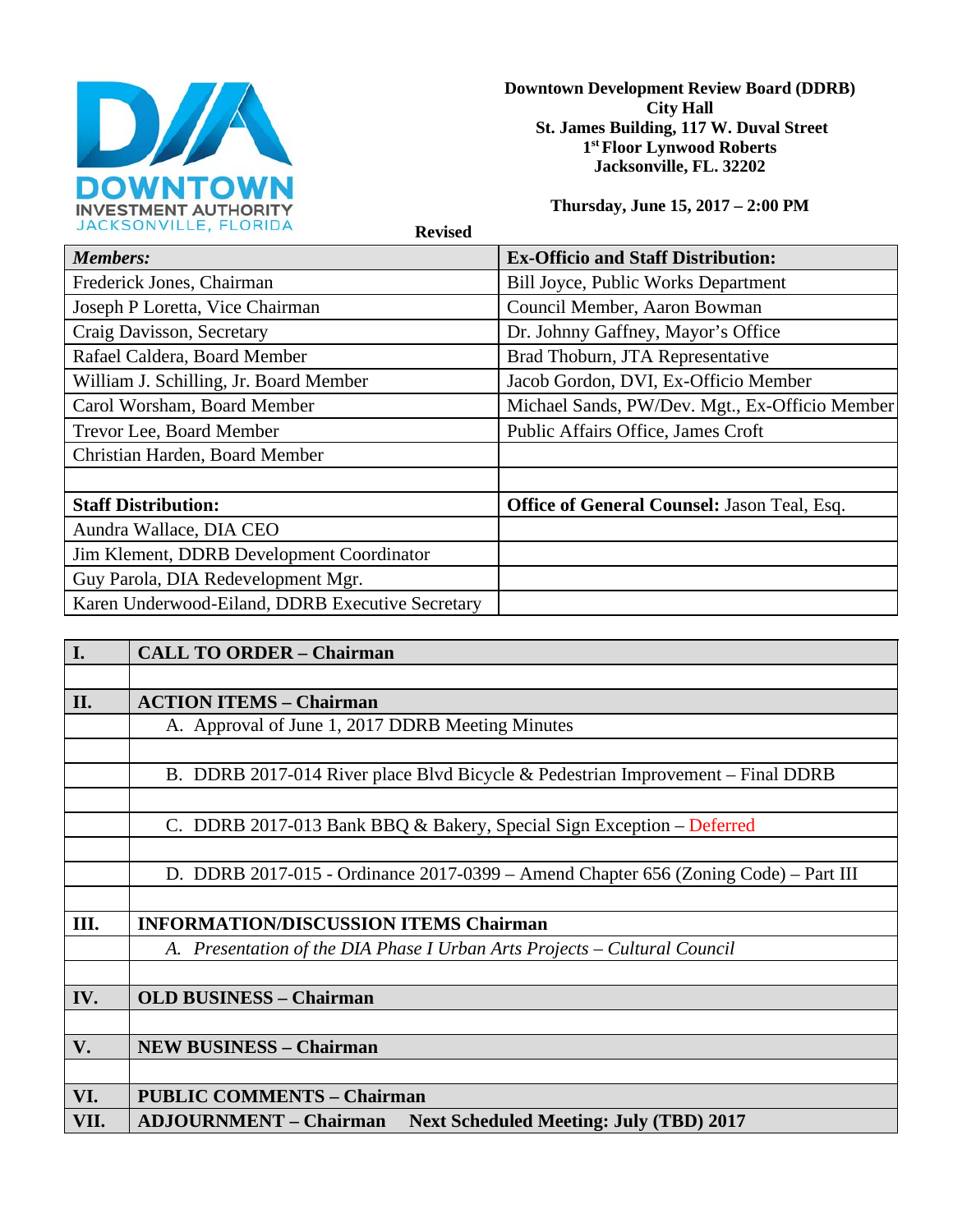**Downtown Development Review Board (DDRB)**
**City Hall**
**St. James Building, 117 W. Duval Street**
**1st Floor Lynwood Roberts**
**Jacksonville, FL. 32202**

**Thursday, June 15, 2017 – 2:00 PM**

**Revised**

| *Members:* | Ex-Officio and Staff Distribution: |
|---|---|
| Frederick Jones, Chairman | Bill Joyce, Public Works Department |
| Joseph P Loretta, Vice Chairman | Council Member, Aaron Bowman |
| Craig Davisson, Secretary | Dr. Johnny Gaffney, Mayor's Office |
| Rafael Caldera, Board Member | Brad Thoburn, JTA Representative |
| William J. Schilling, Jr. Board Member | Jacob Gordon, DVI, Ex-Officio Member |
| Carol Worsham, Board Member | Michael Sands, PW/Dev. Mgt., Ex-Officio Member |
| Trevor Lee, Board Member | Public Affairs Office, James Croft |
| Christian Harden, Board Member | |
| | |
| **Staff Distribution:** | **Office of General Counsel:** Jason Teal, Esq. |
| Aundra Wallace, DIA CEO | |
| Jim Klement, DDRB Development Coordinator | |
| Guy Parola, DIA Redevelopment Mgr. | |
| Karen Underwood-Eiland, DDRB Executive Secretary | |

| | |
|---|---|
| **I.** | **CALL TO ORDER – Chairman** |
| | |
| **II.** | **ACTION ITEMS – Chairman** |
| | A. Approval of June 1, 2017 DDRB Meeting Minutes |
| | |
| | B. DDRB 2017-014 River place Blvd Bicycle & Pedestrian Improvement – Final DDRB |
| | |
| | C. DDRB 2017-013 Bank BBQ & Bakery, Special Sign Exception – Deferred |
| | |
| | D. DDRB 2017-015 - Ordinance 2017-0399 – Amend Chapter 656 (Zoning Code) – Part III |
| | |
| **III.** | **INFORMATION/DISCUSSION ITEMS Chairman** |
| | *A. Presentation of the DIA Phase I Urban Arts Projects – Cultural Council* |
| | |
| **IV.** | **OLD BUSINESS – Chairman** |
| | |
| **V.** | **NEW BUSINESS – Chairman** |
| | |
| **VI.** | **PUBLIC COMMENTS – Chairman** |
| **VII.** | **ADJOURNMENT – Chairman** **Next Scheduled Meeting: July (TBD) 2017** |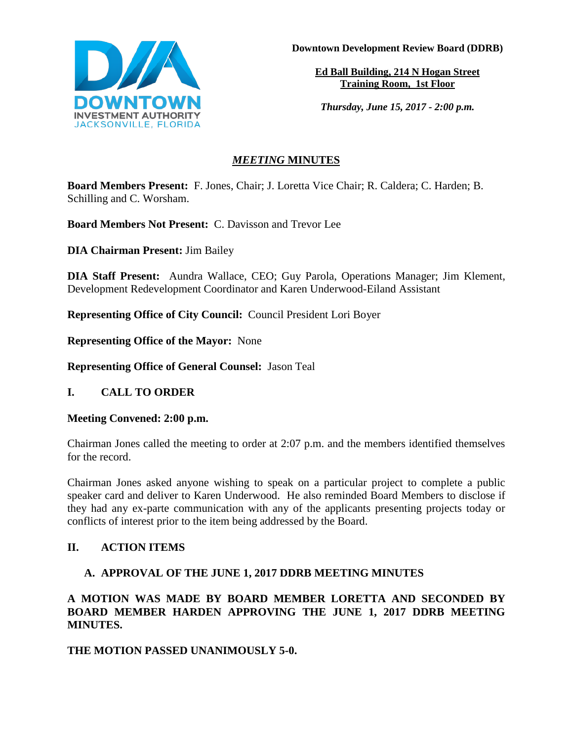**Downtown Development Review Board (DDRB)**

**Ed Ball Building, 214 N Hogan Street**
**Training Room, 1st Floor**

***Thursday, June 15, 2017 - 2:00 p.m.***

# *MEETING* MINUTES

**Board Members Present:** F. Jones, Chair; J. Loretta Vice Chair; R. Caldera; C. Harden; B. Schilling and C. Worsham.

**Board Members Not Present:** C. Davisson and Trevor Lee

**DIA Chairman Present:** Jim Bailey

**DIA Staff Present:** Aundra Wallace, CEO; Guy Parola, Operations Manager; Jim Klement, Development Redevelopment Coordinator and Karen Underwood-Eiland Assistant

**Representing Office of City Council:** Council President Lori Boyer

**Representing Office of the Mayor:** None

**Representing Office of General Counsel:** Jason Teal

## I. CALL TO ORDER

**Meeting Convened: 2:00 p.m.**

Chairman Jones called the meeting to order at 2:07 p.m. and the members identified themselves for the record.

Chairman Jones asked anyone wishing to speak on a particular project to complete a public speaker card and deliver to Karen Underwood. He also reminded Board Members to disclose if they had any ex-parte communication with any of the applicants presenting projects today or conflicts of interest prior to the item being addressed by the Board.

## II. ACTION ITEMS

### A. APPROVAL OF THE JUNE 1, 2017 DDRB MEETING MINUTES

**A MOTION WAS MADE BY BOARD MEMBER LORETTA AND SECONDED BY BOARD MEMBER HARDEN APPROVING THE JUNE 1, 2017 DDRB MEETING MINUTES.**

**THE MOTION PASSED UNANIMOUSLY 5-0.**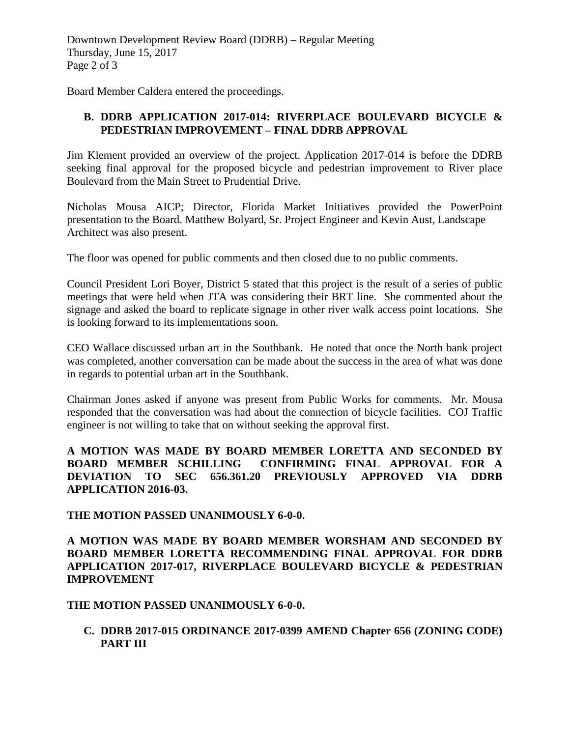Board Member Caldera entered the proceedings.

**B. DDRB APPLICATION 2017-014: RIVERPLACE BOULEVARD BICYCLE & PEDESTRIAN IMPROVEMENT – FINAL DDRB APPROVAL**

Jim Klement provided an overview of the project. Application 2017-014 is before the DDRB seeking final approval for the proposed bicycle and pedestrian improvement to River place Boulevard from the Main Street to Prudential Drive.

Nicholas Mousa AICP; Director, Florida Market Initiatives provided the PowerPoint presentation to the Board. Matthew Bolyard, Sr. Project Engineer and Kevin Aust, Landscape Architect was also present.

The floor was opened for public comments and then closed due to no public comments.

Council President Lori Boyer, District 5 stated that this project is the result of a series of public meetings that were held when JTA was considering their BRT line. She commented about the signage and asked the board to replicate signage in other river walk access point locations. She is looking forward to its implementations soon.

CEO Wallace discussed urban art in the Southbank. He noted that once the North bank project was completed, another conversation can be made about the success in the area of what was done in regards to potential urban art in the Southbank.

Chairman Jones asked if anyone was present from Public Works for comments. Mr. Mousa responded that the conversation was had about the connection of bicycle facilities. COJ Traffic engineer is not willing to take that on without seeking the approval first.

**A MOTION WAS MADE BY BOARD MEMBER LORETTA AND SECONDED BY BOARD MEMBER SCHILLING CONFIRMING FINAL APPROVAL FOR A DEVIATION TO SEC 656.361.20 PREVIOUSLY APPROVED VIA DDRB APPLICATION 2016-03.**

**THE MOTION PASSED UNANIMOUSLY 6-0-0.**

**A MOTION WAS MADE BY BOARD MEMBER WORSHAM AND SECONDED BY BOARD MEMBER LORETTA RECOMMENDING FINAL APPROVAL FOR DDRB APPLICATION 2017-017, RIVERPLACE BOULEVARD BICYCLE & PEDESTRIAN IMPROVEMENT**

**THE MOTION PASSED UNANIMOUSLY 6-0-0.**

**C. DDRB 2017-015 ORDINANCE 2017-0399 AMEND Chapter 656 (ZONING CODE) PART III**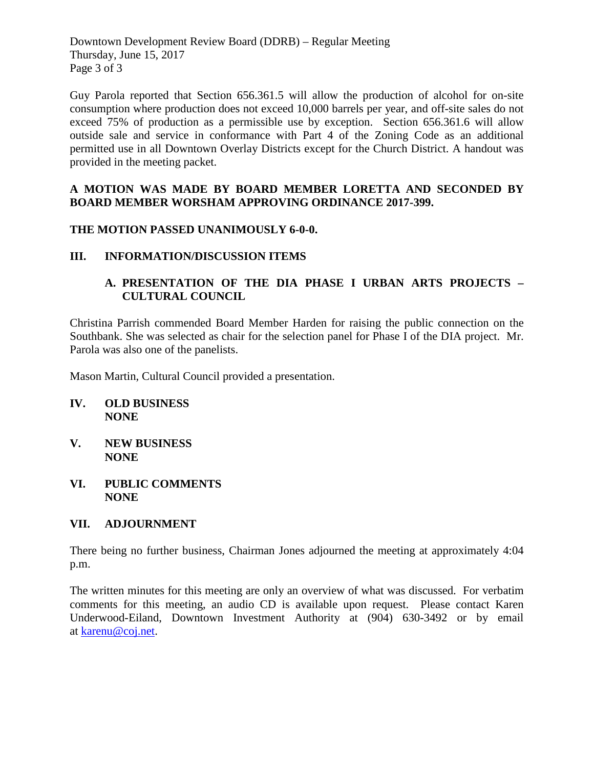Guy Parola reported that Section 656.361.5 will allow the production of alcohol for on-site consumption where production does not exceed 10,000 barrels per year, and off-site sales do not exceed 75% of production as a permissible use by exception. Section 656.361.6 will allow outside sale and service in conformance with Part 4 of the Zoning Code as an additional permitted use in all Downtown Overlay Districts except for the Church District. A handout was provided in the meeting packet.

**A MOTION WAS MADE BY BOARD MEMBER LORETTA AND SECONDED BY BOARD MEMBER WORSHAM APPROVING ORDINANCE 2017-399.**

**THE MOTION PASSED UNANIMOUSLY 6-0-0.**

## III. INFORMATION/DISCUSSION ITEMS

### A. PRESENTATION OF THE DIA PHASE I URBAN ARTS PROJECTS – CULTURAL COUNCIL

Christina Parrish commended Board Member Harden for raising the public connection on the Southbank. She was selected as chair for the selection panel for Phase I of the DIA project. Mr. Parola was also one of the panelists.

Mason Martin, Cultural Council provided a presentation.

## IV. OLD BUSINESS
**NONE**

## V. NEW BUSINESS
**NONE**

## VI. PUBLIC COMMENTS
**NONE**

## VII. ADJOURNMENT

There being no further business, Chairman Jones adjourned the meeting at approximately 4:04 p.m.

The written minutes for this meeting are only an overview of what was discussed. For verbatim comments for this meeting, an audio CD is available upon request. Please contact Karen Underwood-Eiland, Downtown Investment Authority at (904) 630-3492 or by email at karenu@coj.net.